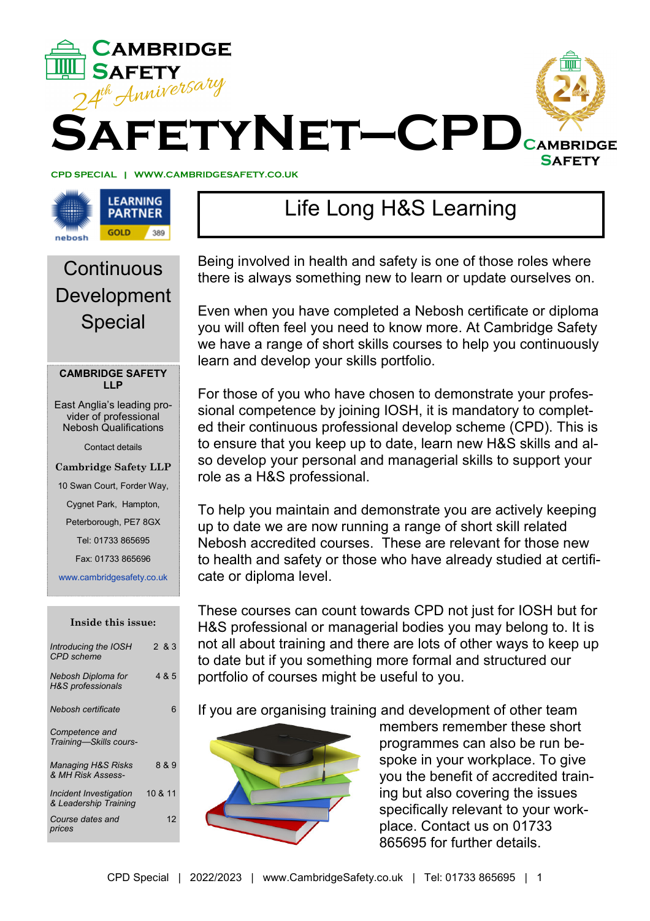# Cambridge Safety

24th Anniversary

# SafetyNet—CPD

**CPD SPECIAL | WWW.CAMBRIDGESAFETY.CO.UK**

nebosh LEARNING PARTNER GOLD 389

## Continuous Development Special

**CAMBRIDGE SAFETY LLP**

East Anglia's leading provider of professional Nebosh Qualifications

Contact details

**Cambridge Safety LLP**

10 Swan Court, Forder Way,

Cygnet Park, Hampton,

Peterborough, PE7 8GX

Tel: 01733 865695

Fax: 01733 865696

www.cambridgesafety.co.uk

**Inside this issue:**

| | |
|---|---|
| *Introducing the IOSH CPD scheme* | 2 & 3 |
| *Nebosh Diploma for H&S professionals* | 4 & 5 |
| *Nebosh certificate* | 6 |
| *Competence and Training—Skills cours-* | |
| *Managing H&S Risks & MH Risk Assess-* | 8 & 9 |
| *Incident Investigation & Leadership Training* | 10 & 11 |
| *Course dates and prices* | 12 |

## Life Long H&S Learning

Being involved in health and safety is one of those roles where there is always something new to learn or update ourselves on.

Even when you have completed a Nebosh certificate or diploma you will often feel you need to know more. At Cambridge Safety we have a range of short skills courses to help you continuously learn and develop your skills portfolio.

For those of you who have chosen to demonstrate your professional competence by joining IOSH, it is mandatory to completed their continuous professional develop scheme (CPD). This is to ensure that you keep up to date, learn new H&S skills and also develop your personal and managerial skills to support your role as a H&S professional.

To help you maintain and demonstrate you are actively keeping up to date we are now running a range of short skill related Nebosh accredited courses. These are relevant for those new to health and safety or those who have already studied at certificate or diploma level.

These courses can count towards CPD not just for IOSH but for H&S professional or managerial bodies you may belong to. It is not all about training and there are lots of other ways to keep up to date but if you something more formal and structured our portfolio of courses might be useful to you.

If you are organising training and development of other team members remember these short programmes can also be run bespoke in your workplace. To give you the benefit of accredited training but also covering the issues specifically relevant to your workplace. Contact us on 01733 865695 for further details.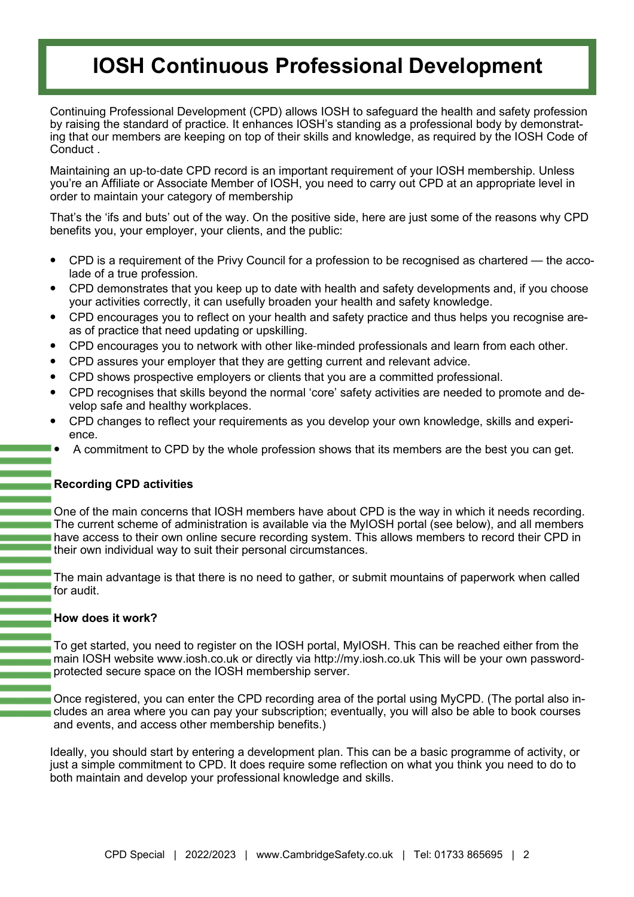# IOSH Continuous Professional Development

Continuing Professional Development (CPD) allows IOSH to safeguard the health and safety profession by raising the standard of practice. It enhances IOSH's standing as a professional body by demonstrating that our members are keeping on top of their skills and knowledge, as required by the IOSH Code of Conduct .

Maintaining an up-to-date CPD record is an important requirement of your IOSH membership. Unless you're an Affiliate or Associate Member of IOSH, you need to carry out CPD at an appropriate level in order to maintain your category of membership

That's the 'ifs and buts' out of the way. On the positive side, here are just some of the reasons why CPD benefits you, your employer, your clients, and the public:

- CPD is a requirement of the Privy Council for a profession to be recognised as chartered — the accolade of a true profession.
- CPD demonstrates that you keep up to date with health and safety developments and, if you choose your activities correctly, it can usefully broaden your health and safety knowledge.
- CPD encourages you to reflect on your health and safety practice and thus helps you recognise areas of practice that need updating or upskilling.
- CPD encourages you to network with other like-minded professionals and learn from each other.
- CPD assures your employer that they are getting current and relevant advice.
- CPD shows prospective employers or clients that you are a committed professional.
- CPD recognises that skills beyond the normal 'core' safety activities are needed to promote and develop safe and healthy workplaces.
- CPD changes to reflect your requirements as you develop your own knowledge, skills and experience.
- A commitment to CPD by the whole profession shows that its members are the best you can get.

**Recording CPD activities**

One of the main concerns that IOSH members have about CPD is the way in which it needs recording. The current scheme of administration is available via the MyIOSH portal (see below), and all members have access to their own online secure recording system. This allows members to record their CPD in their own individual way to suit their personal circumstances.

The main advantage is that there is no need to gather, or submit mountains of paperwork when called for audit.

**How does it work?**

To get started, you need to register on the IOSH portal, MyIOSH. This can be reached either from the main IOSH website www.iosh.co.uk or directly via http://my.iosh.co.uk This will be your own password-protected secure space on the IOSH membership server.

Once registered, you can enter the CPD recording area of the portal using MyCPD. (The portal also includes an area where you can pay your subscription; eventually, you will also be able to book courses and events, and access other membership benefits.)

Ideally, you should start by entering a development plan. This can be a basic programme of activity, or just a simple commitment to CPD. It does require some reflection on what you think you need to do to both maintain and develop your professional knowledge and skills.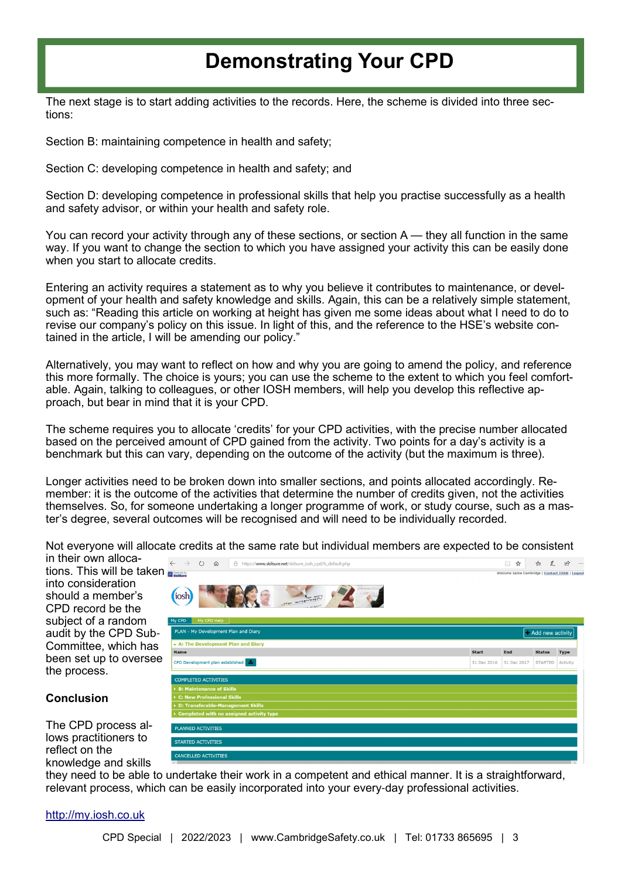# Demonstrating Your CPD

The next stage is to start adding activities to the records. Here, the scheme is divided into three sections:

Section B: maintaining competence in health and safety;

Section C: developing competence in health and safety; and

Section D: developing competence in professional skills that help you practise successfully as a health and safety advisor, or within your health and safety role.

You can record your activity through any of these sections, or section A — they all function in the same way. If you want to change the section to which you have assigned your activity this can be easily done when you start to allocate credits.

Entering an activity requires a statement as to why you believe it contributes to maintenance, or development of your health and safety knowledge and skills. Again, this can be a relatively simple statement, such as: "Reading this article on working at height has given me some ideas about what I need to do to revise our company's policy on this issue. In light of this, and the reference to the HSE's website contained in the article, I will be amending our policy."

Alternatively, you may want to reflect on how and why you are going to amend the policy, and reference this more formally. The choice is yours; you can use the scheme to the extent to which you feel comfortable. Again, talking to colleagues, or other IOSH members, will help you develop this reflective approach, but bear in mind that it is your CPD.

The scheme requires you to allocate 'credits' for your CPD activities, with the precise number allocated based on the perceived amount of CPD gained from the activity. Two points for a day's activity is a benchmark but this can vary, depending on the outcome of the activity (but the maximum is three).

Longer activities need to be broken down into smaller sections, and points allocated accordingly. Remember: it is the outcome of the activities that determine the number of credits given, not the activities themselves. So, for someone undertaking a longer programme of work, or study course, such as a master's degree, several outcomes will be recognised and will need to be individually recorded.

Not everyone will allocate credits at the same rate but individual members are expected to be consistent in their own allocations. This will be taken into consideration should a member's CPD record be the subject of a random audit by the CPD Sub-Committee, which has been set up to oversee the process.

## Conclusion

The CPD process allows practitioners to reflect on the knowledge and skills they need to be able to undertake their work in a competent and ethical manner. It is a straightforward, relevant process, which can be easily incorporated into your every-day professional activities.

http://my.iosh.co.uk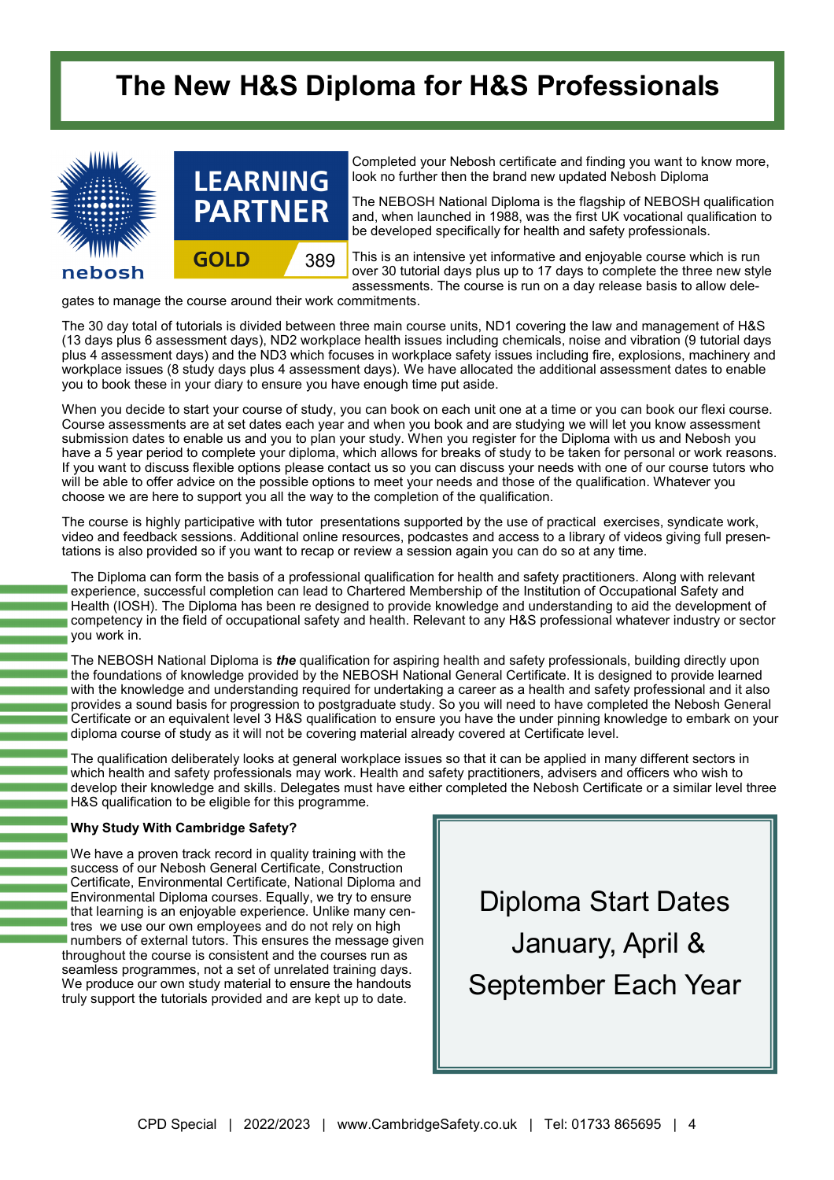# The New H&S Diploma for H&S Professionals

nebosh

LEARNING PARTNER

GOLD 389

Completed your Nebosh certificate and finding you want to know more, look no further then the brand new updated Nebosh Diploma

The NEBOSH National Diploma is the flagship of NEBOSH qualification and, when launched in 1988, was the first UK vocational qualification to be developed specifically for health and safety professionals.

This is an intensive yet informative and enjoyable course which is run over 30 tutorial days plus up to 17 days to complete the three new style assessments. The course is run on a day release basis to allow delegates to manage the course around their work commitments.

The 30 day total of tutorials is divided between three main course units, ND1 covering the law and management of H&S (13 days plus 6 assessment days), ND2 workplace health issues including chemicals, noise and vibration (9 tutorial days plus 4 assessment days) and the ND3 which focuses in workplace safety issues including fire, explosions, machinery and workplace issues (8 study days plus 4 assessment days). We have allocated the additional assessment dates to enable you to book these in your diary to ensure you have enough time put aside.

When you decide to start your course of study, you can book on each unit one at a time or you can book our flexi course. Course assessments are at set dates each year and when you book and are studying we will let you know assessment submission dates to enable us and you to plan your study. When you register for the Diploma with us and Nebosh you have a 5 year period to complete your diploma, which allows for breaks of study to be taken for personal or work reasons. If you want to discuss flexible options please contact us so you can discuss your needs with one of our course tutors who will be able to offer advice on the possible options to meet your needs and those of the qualification. Whatever you choose we are here to support you all the way to the completion of the qualification.

The course is highly participative with tutor presentations supported by the use of practical exercises, syndicate work, video and feedback sessions. Additional online resources, podcastes and access to a library of videos giving full presentations is also provided so if you want to recap or review a session again you can do so at any time.

The Diploma can form the basis of a professional qualification for health and safety practitioners. Along with relevant experience, successful completion can lead to Chartered Membership of the Institution of Occupational Safety and Health (IOSH). The Diploma has been re designed to provide knowledge and understanding to aid the development of competency in the field of occupational safety and health. Relevant to any H&S professional whatever industry or sector you work in.

The NEBOSH National Diploma is ***the*** qualification for aspiring health and safety professionals, building directly upon the foundations of knowledge provided by the NEBOSH National General Certificate. It is designed to provide learned with the knowledge and understanding required for undertaking a career as a health and safety professional and it also provides a sound basis for progression to postgraduate study. So you will need to have completed the Nebosh General Certificate or an equivalent level 3 H&S qualification to ensure you have the under pinning knowledge to embark on your diploma course of study as it will not be covering material already covered at Certificate level.

The qualification deliberately looks at general workplace issues so that it can be applied in many different sectors in which health and safety professionals may work. Health and safety practitioners, advisers and officers who wish to develop their knowledge and skills. Delegates must have either completed the Nebosh Certificate or a similar level three H&S qualification to be eligible for this programme.

**Why Study With Cambridge Safety?**

We have a proven track record in quality training with the success of our Nebosh General Certificate, Construction Certificate, Environmental Certificate, National Diploma and Environmental Diploma courses. Equally, we try to ensure that learning is an enjoyable experience. Unlike many centres we use our own employees and do not rely on high numbers of external tutors. This ensures the message given throughout the course is consistent and the courses run as seamless programmes, not a set of unrelated training days. We produce our own study material to ensure the handouts truly support the tutorials provided and are kept up to date.

Diploma Start Dates
January, April &
September Each Year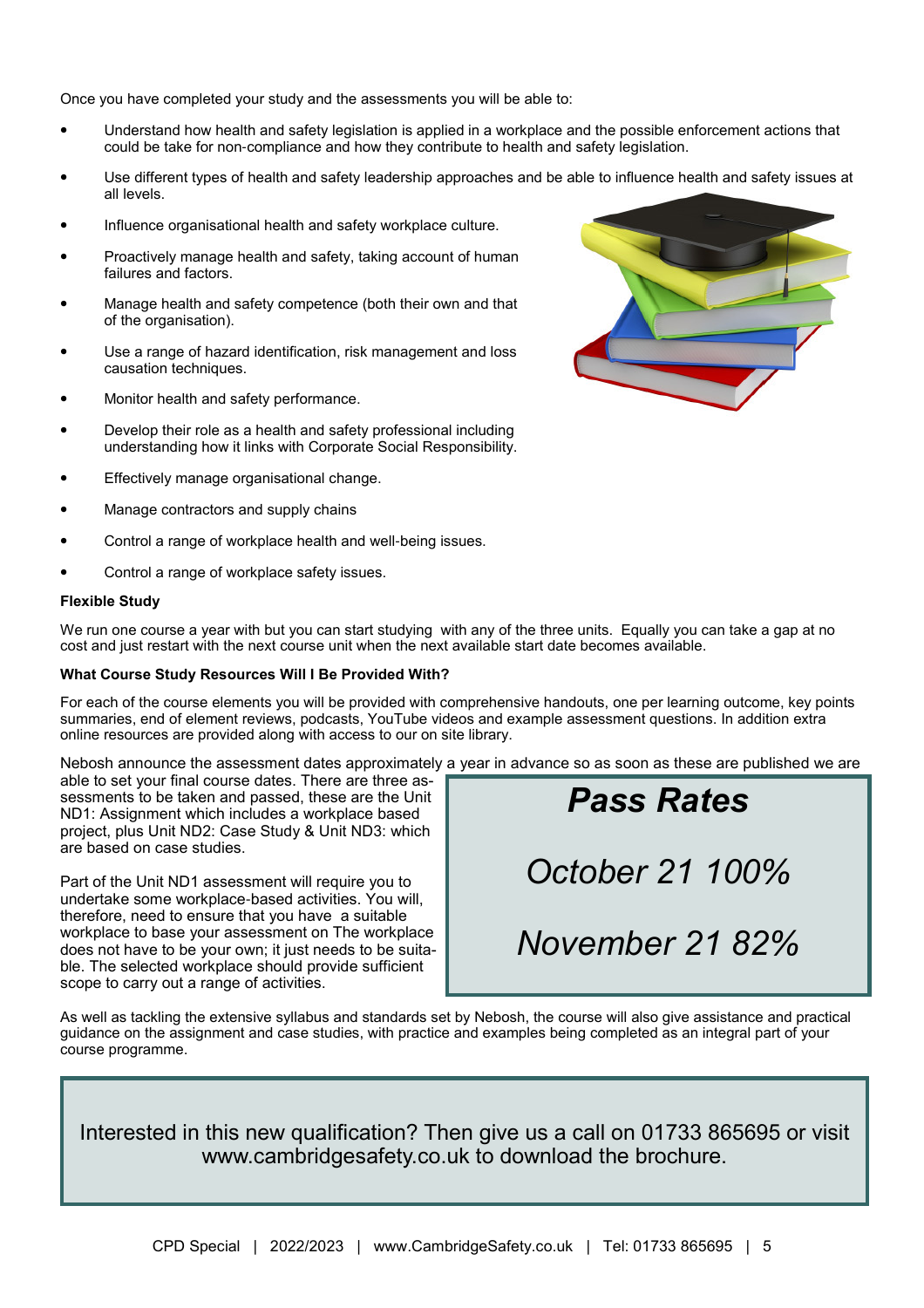Once you have completed your study and the assessments you will be able to:

- Understand how health and safety legislation is applied in a workplace and the possible enforcement actions that could be take for non-compliance and how they contribute to health and safety legislation.
- Use different types of health and safety leadership approaches and be able to influence health and safety issues at all levels.
- Influence organisational health and safety workplace culture.
- Proactively manage health and safety, taking account of human failures and factors.
- Manage health and safety competence (both their own and that of the organisation).
- Use a range of hazard identification, risk management and loss causation techniques.
- Monitor health and safety performance.
- Develop their role as a health and safety professional including understanding how it links with Corporate Social Responsibility.
- Effectively manage organisational change.
- Manage contractors and supply chains
- Control a range of workplace health and well-being issues.
- Control a range of workplace safety issues.

**Flexible Study**

We run one course a year with but you can start studying with any of the three units. Equally you can take a gap at no cost and just restart with the next course unit when the next available start date becomes available.

**What Course Study Resources Will I Be Provided With?**

For each of the course elements you will be provided with comprehensive handouts, one per learning outcome, key points summaries, end of element reviews, podcasts, YouTube videos and example assessment questions. In addition extra online resources are provided along with access to our on site library.

Nebosh announce the assessment dates approximately a year in advance so as soon as these are published we are able to set your final course dates. There are three assessments to be taken and passed, these are the Unit ND1: Assignment which includes a workplace based project, plus Unit ND2: Case Study & Unit ND3: which are based on case studies.

Part of the Unit ND1 assessment will require you to undertake some workplace-based activities. You will, therefore, need to ensure that you have a suitable workplace to base your assessment on The workplace does not have to be your own; it just needs to be suitable. The selected workplace should provide sufficient scope to carry out a range of activities.

***Pass Rates***

*October 21 100%*

*November 21 82%*

As well as tackling the extensive syllabus and standards set by Nebosh, the course will also give assistance and practical guidance on the assignment and case studies, with practice and examples being completed as an integral part of your course programme.

Interested in this new qualification? Then give us a call on 01733 865695 or visit www.cambridgesafety.co.uk to download the brochure.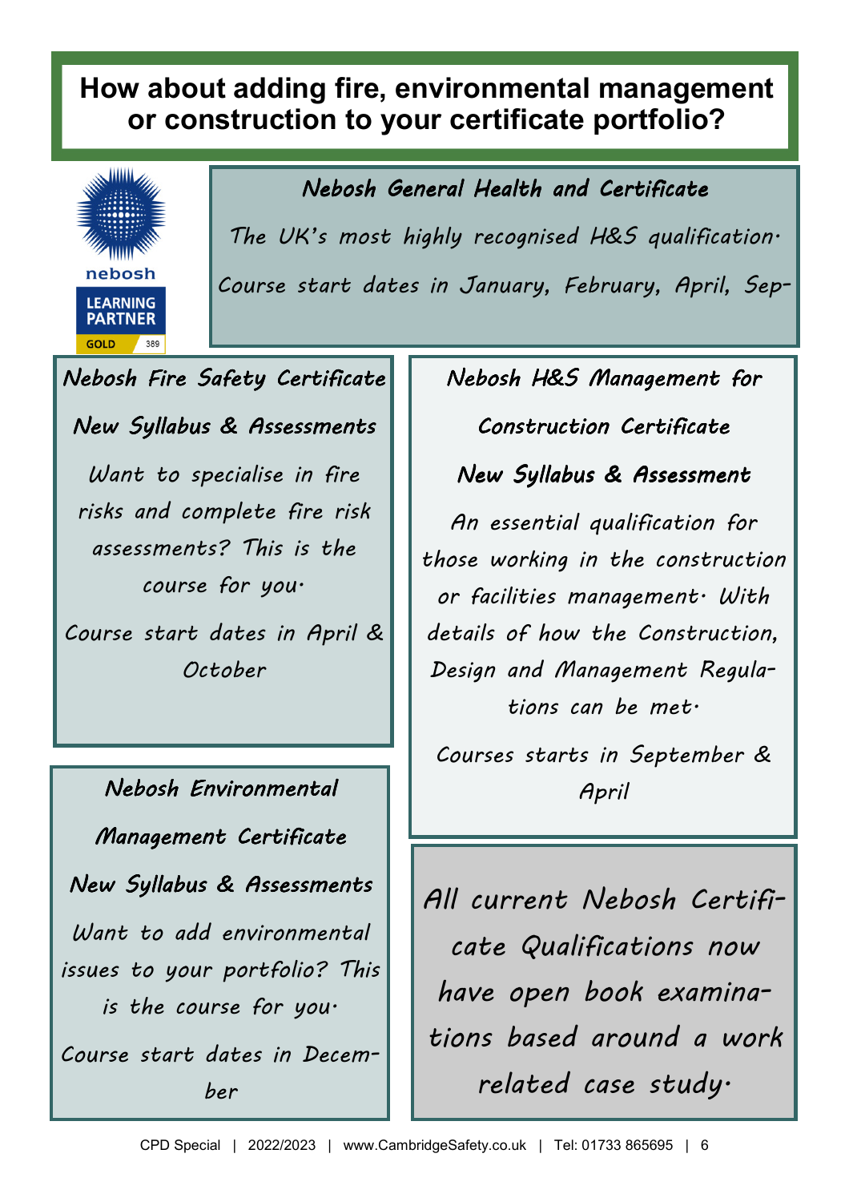# How about adding fire, environmental management or construction to your certificate portfolio?

nebosh
LEARNING PARTNER
GOLD 389

### *Nebosh General Health and Certificate*

*The UK's most highly recognised H&S qualification.*

*Course start dates in January, February, April, Sep-*

### *Nebosh Fire Safety Certificate*

### *New Syllabus & Assessments*

*Want to specialise in fire risks and complete fire risk assessments? This is the course for you.*

*Course start dates in April & October*

### *Nebosh Environmental Management Certificate*

### *New Syllabus & Assessments*

*Want to add environmental issues to your portfolio? This is the course for you.*

*Course start dates in December*

### *Nebosh H&S Management for Construction Certificate*

### *New Syllabus & Assessment*

*An essential qualification for those working in the construction or facilities management. With details of how the Construction, Design and Management Regulations can be met.*

*Courses starts in September & April*

*All current Nebosh Certificate Qualifications now have open book examinations based around a work related case study.*

CPD Special | 2022/2023 | www.CambridgeSafety.co.uk | Tel: 01733 865695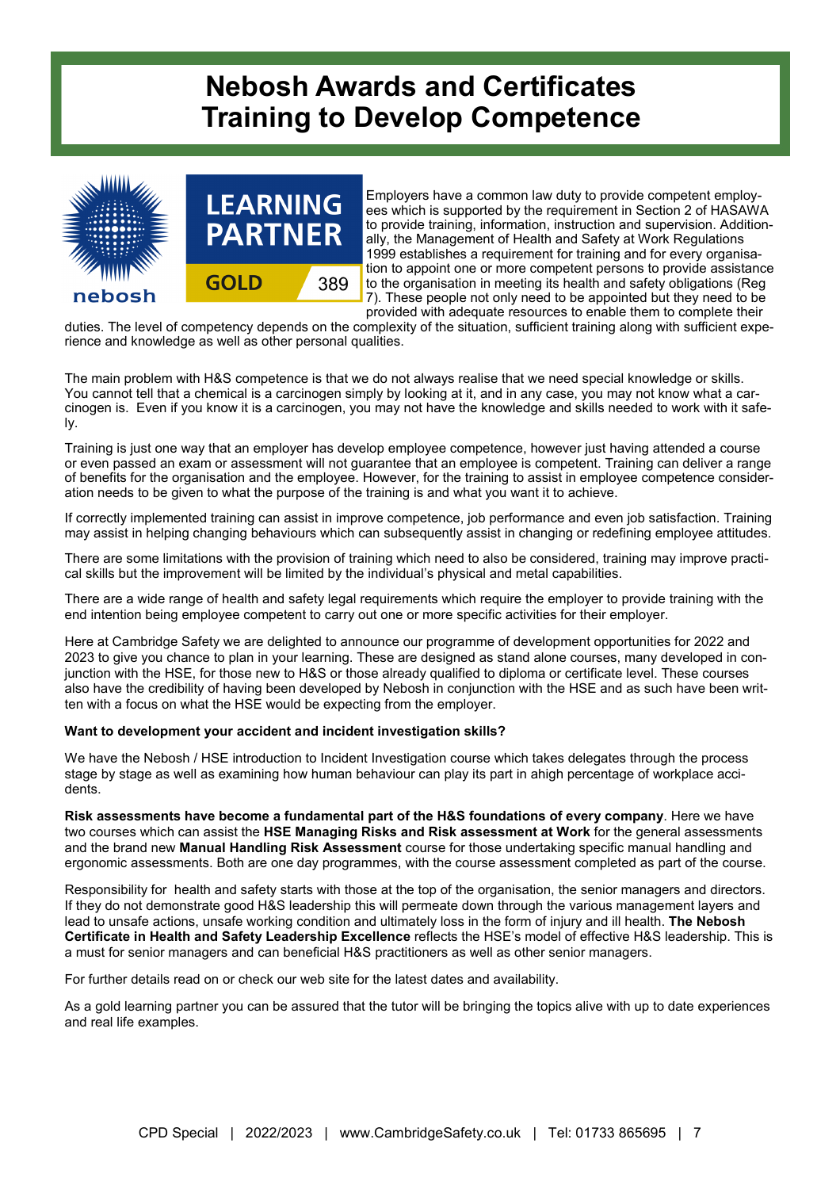# Nebosh Awards and Certificates Training to Develop Competence

nebosh

LEARNING PARTNER

GOLD 389

Employers have a common law duty to provide competent employees which is supported by the requirement in Section 2 of HASAWA to provide training, information, instruction and supervision. Additionally, the Management of Health and Safety at Work Regulations 1999 establishes a requirement for training and for every organisation to appoint one or more competent persons to provide assistance to the organisation in meeting its health and safety obligations (Reg 7). These people not only need to be appointed but they need to be provided with adequate resources to enable them to complete their duties. The level of competency depends on the complexity of the situation, sufficient training along with sufficient experience and knowledge as well as other personal qualities.

The main problem with H&S competence is that we do not always realise that we need special knowledge or skills. You cannot tell that a chemical is a carcinogen simply by looking at it, and in any case, you may not know what a carcinogen is. Even if you know it is a carcinogen, you may not have the knowledge and skills needed to work with it safely.

Training is just one way that an employer has develop employee competence, however just having attended a course or even passed an exam or assessment will not guarantee that an employee is competent. Training can deliver a range of benefits for the organisation and the employee. However, for the training to assist in employee competence consideration needs to be given to what the purpose of the training is and what you want it to achieve.

If correctly implemented training can assist in improve competence, job performance and even job satisfaction. Training may assist in helping changing behaviours which can subsequently assist in changing or redefining employee attitudes.

There are some limitations with the provision of training which need to also be considered, training may improve practical skills but the improvement will be limited by the individual's physical and metal capabilities.

There are a wide range of health and safety legal requirements which require the employer to provide training with the end intention being employee competent to carry out one or more specific activities for their employer.

Here at Cambridge Safety we are delighted to announce our programme of development opportunities for 2022 and 2023 to give you chance to plan in your learning. These are designed as stand alone courses, many developed in conjunction with the HSE, for those new to H&S or those already qualified to diploma or certificate level. These courses also have the credibility of having been developed by Nebosh in conjunction with the HSE and as such have been written with a focus on what the HSE would be expecting from the employer.

**Want to development your accident and incident investigation skills?**

We have the Nebosh / HSE introduction to Incident Investigation course which takes delegates through the process stage by stage as well as examining how human behaviour can play its part in ahigh percentage of workplace accidents.

**Risk assessments have become a fundamental part of the H&S foundations of every company**. Here we have two courses which can assist the **HSE Managing Risks and Risk assessment at Work** for the general assessments and the brand new **Manual Handling Risk Assessment** course for those undertaking specific manual handling and ergonomic assessments. Both are one day programmes, with the course assessment completed as part of the course.

Responsibility for health and safety starts with those at the top of the organisation, the senior managers and directors. If they do not demonstrate good H&S leadership this will permeate down through the various management layers and lead to unsafe actions, unsafe working condition and ultimately loss in the form of injury and ill health. **The Nebosh Certificate in Health and Safety Leadership Excellence** reflects the HSE's model of effective H&S leadership. This is a must for senior managers and can beneficial H&S practitioners as well as other senior managers.

For further details read on or check our web site for the latest dates and availability.

As a gold learning partner you can be assured that the tutor will be bringing the topics alive with up to date experiences and real life examples.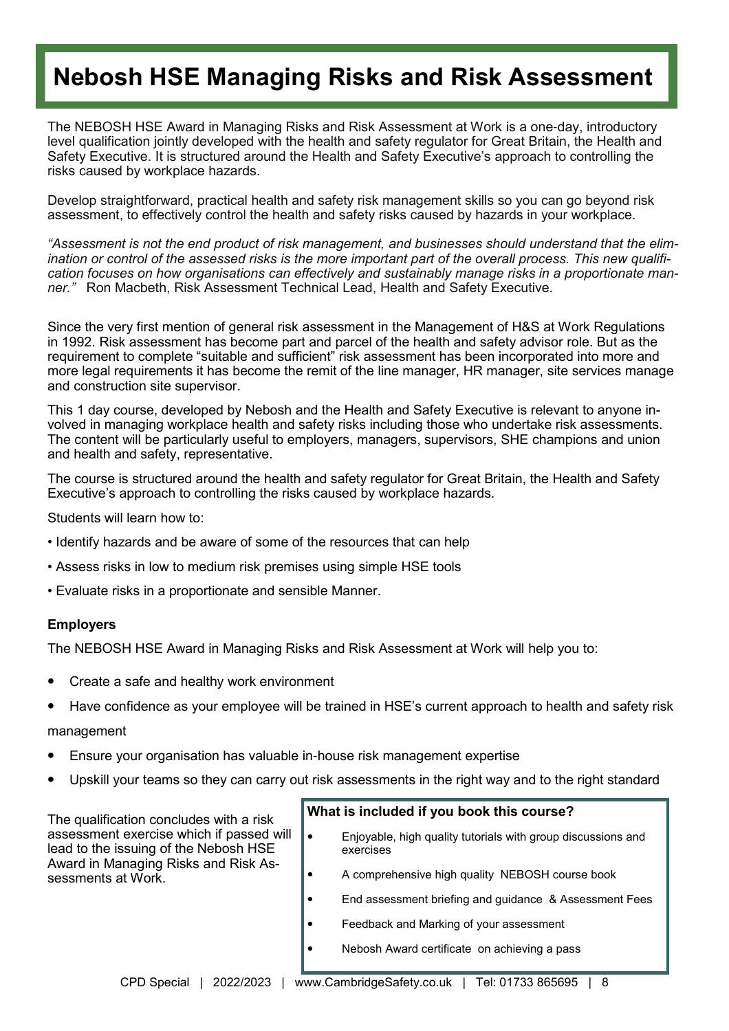# Nebosh HSE Managing Risks and Risk Assessment

The NEBOSH HSE Award in Managing Risks and Risk Assessment at Work is a one-day, introductory level qualification jointly developed with the health and safety regulator for Great Britain, the Health and Safety Executive. It is structured around the Health and Safety Executive's approach to controlling the risks caused by workplace hazards.

Develop straightforward, practical health and safety risk management skills so you can go beyond risk assessment, to effectively control the health and safety risks caused by hazards in your workplace.

*"Assessment is not the end product of risk management, and businesses should understand that the elimination or control of the assessed risks is the more important part of the overall process. This new qualification focuses on how organisations can effectively and sustainably manage risks in a proportionate manner."* Ron Macbeth, Risk Assessment Technical Lead, Health and Safety Executive.

Since the very first mention of general risk assessment in the Management of H&S at Work Regulations in 1992. Risk assessment has become part and parcel of the health and safety advisor role. But as the requirement to complete "suitable and sufficient" risk assessment has been incorporated into more and more legal requirements it has become the remit of the line manager, HR manager, site services manage and construction site supervisor.

This 1 day course, developed by Nebosh and the Health and Safety Executive is relevant to anyone involved in managing workplace health and safety risks including those who undertake risk assessments. The content will be particularly useful to employers, managers, supervisors, SHE champions and union and health and safety, representative.

The course is structured around the health and safety regulator for Great Britain, the Health and Safety Executive's approach to controlling the risks caused by workplace hazards.

Students will learn how to:

- Identify hazards and be aware of some of the resources that can help
- Assess risks in low to medium risk premises using simple HSE tools
- Evaluate risks in a proportionate and sensible Manner.

**Employers**

The NEBOSH HSE Award in Managing Risks and Risk Assessment at Work will help you to:

- Create a safe and healthy work environment
- Have confidence as your employee will be trained in HSE's current approach to health and safety risk management
- Ensure your organisation has valuable in-house risk management expertise
- Upskill your teams so they can carry out risk assessments in the right way and to the right standard

The qualification concludes with a risk assessment exercise which if passed will lead to the issuing of the Nebosh HSE Award in Managing Risks and Risk Assessments at Work.

**What is included if you book this course?**

- Enjoyable, high quality tutorials with group discussions and exercises
- A comprehensive high quality NEBOSH course book
- End assessment briefing and guidance & Assessment Fees
- Feedback and Marking of your assessment
- Nebosh Award certificate on achieving a pass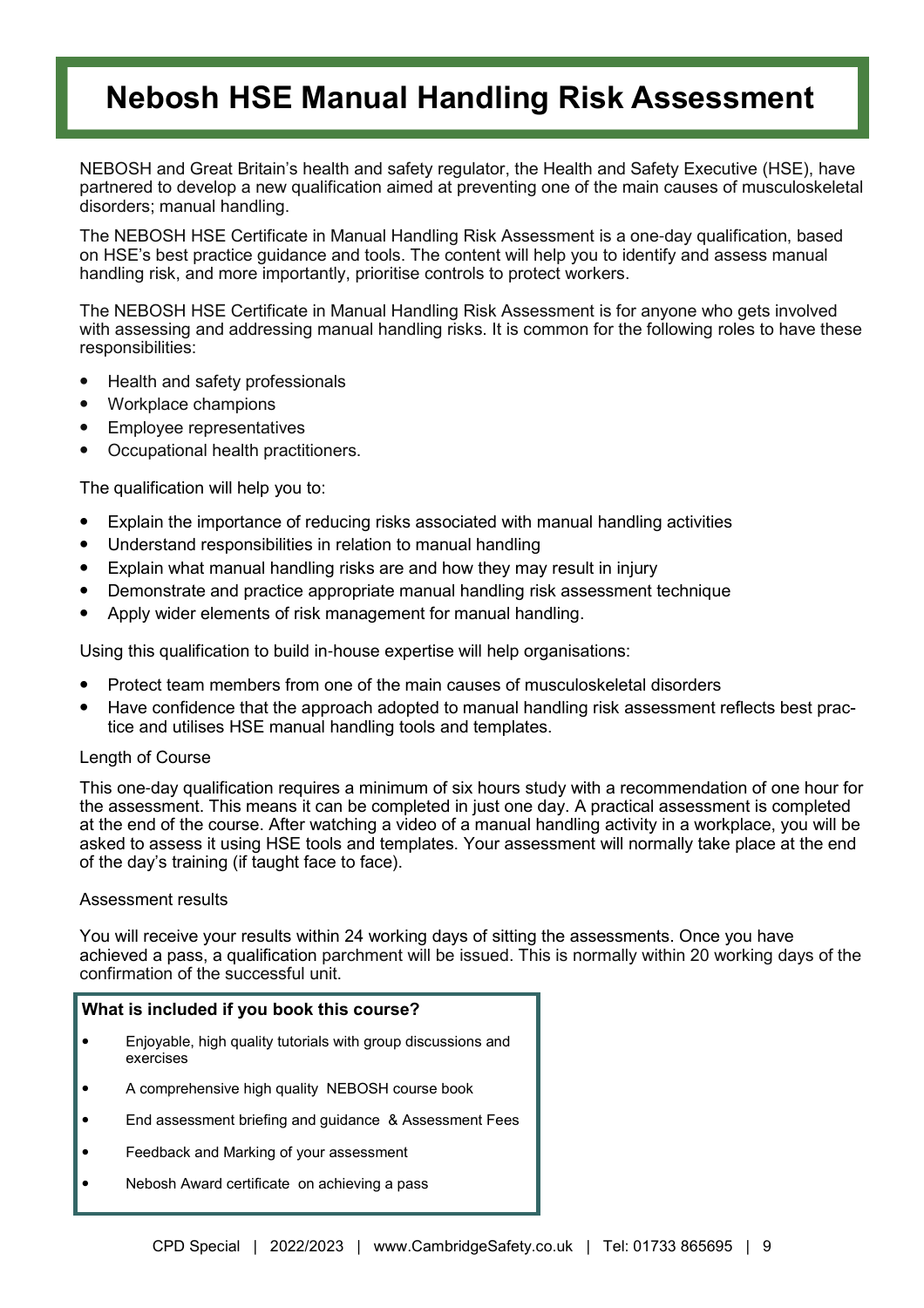# Nebosh HSE Manual Handling Risk Assessment

NEBOSH and Great Britain's health and safety regulator, the Health and Safety Executive (HSE), have partnered to develop a new qualification aimed at preventing one of the main causes of musculoskeletal disorders; manual handling.

The NEBOSH HSE Certificate in Manual Handling Risk Assessment is a one-day qualification, based on HSE's best practice guidance and tools. The content will help you to identify and assess manual handling risk, and more importantly, prioritise controls to protect workers.

The NEBOSH HSE Certificate in Manual Handling Risk Assessment is for anyone who gets involved with assessing and addressing manual handling risks. It is common for the following roles to have these responsibilities:

- Health and safety professionals
- Workplace champions
- Employee representatives
- Occupational health practitioners.

The qualification will help you to:

- Explain the importance of reducing risks associated with manual handling activities
- Understand responsibilities in relation to manual handling
- Explain what manual handling risks are and how they may result in injury
- Demonstrate and practice appropriate manual handling risk assessment technique
- Apply wider elements of risk management for manual handling.

Using this qualification to build in-house expertise will help organisations:

- Protect team members from one of the main causes of musculoskeletal disorders
- Have confidence that the approach adopted to manual handling risk assessment reflects best practice and utilises HSE manual handling tools and templates.

Length of Course

This one-day qualification requires a minimum of six hours study with a recommendation of one hour for the assessment. This means it can be completed in just one day. A practical assessment is completed at the end of the course. After watching a video of a manual handling activity in a workplace, you will be asked to assess it using HSE tools and templates. Your assessment will normally take place at the end of the day's training (if taught face to face).

Assessment results

You will receive your results within 24 working days of sitting the assessments. Once you have achieved a pass, a qualification parchment will be issued. This is normally within 20 working days of the confirmation of the successful unit.

**What is included if you book this course?**

- Enjoyable, high quality tutorials with group discussions and exercises
- A comprehensive high quality NEBOSH course book
- End assessment briefing and guidance & Assessment Fees
- Feedback and Marking of your assessment
- Nebosh Award certificate on achieving a pass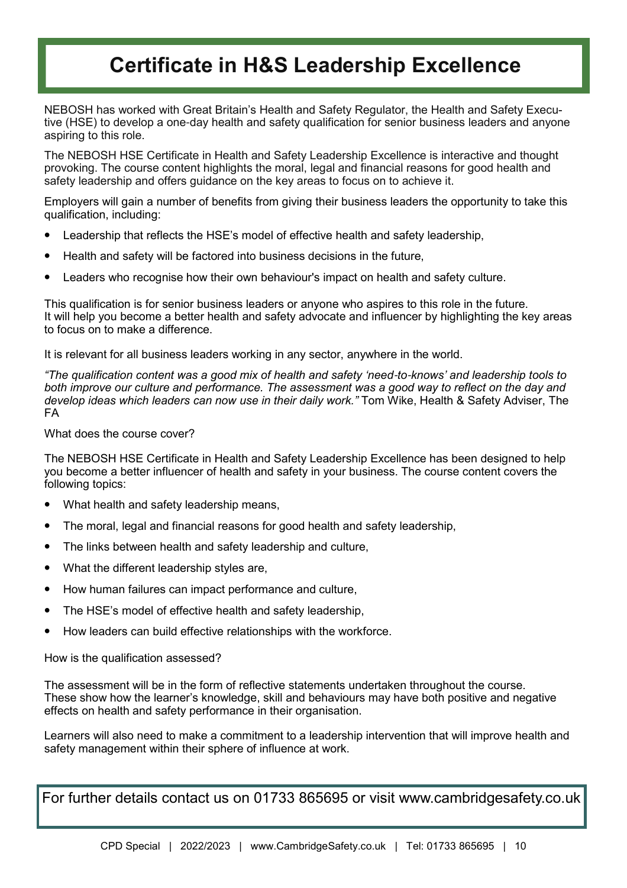# Certificate in H&S Leadership Excellence

NEBOSH has worked with Great Britain's Health and Safety Regulator, the Health and Safety Executive (HSE) to develop a one-day health and safety qualification for senior business leaders and anyone aspiring to this role.

The NEBOSH HSE Certificate in Health and Safety Leadership Excellence is interactive and thought provoking. The course content highlights the moral, legal and financial reasons for good health and safety leadership and offers guidance on the key areas to focus on to achieve it.

Employers will gain a number of benefits from giving their business leaders the opportunity to take this qualification, including:

- Leadership that reflects the HSE's model of effective health and safety leadership,
- Health and safety will be factored into business decisions in the future,
- Leaders who recognise how their own behaviour's impact on health and safety culture.

This qualification is for senior business leaders or anyone who aspires to this role in the future. It will help you become a better health and safety advocate and influencer by highlighting the key areas to focus on to make a difference.

It is relevant for all business leaders working in any sector, anywhere in the world.

*"The qualification content was a good mix of health and safety 'need-to-knows' and leadership tools to both improve our culture and performance. The assessment was a good way to reflect on the day and develop ideas which leaders can now use in their daily work."* Tom Wike, Health & Safety Adviser, The FA

What does the course cover?

The NEBOSH HSE Certificate in Health and Safety Leadership Excellence has been designed to help you become a better influencer of health and safety in your business. The course content covers the following topics:

- What health and safety leadership means,
- The moral, legal and financial reasons for good health and safety leadership,
- The links between health and safety leadership and culture,
- What the different leadership styles are,
- How human failures can impact performance and culture,
- The HSE's model of effective health and safety leadership,
- How leaders can build effective relationships with the workforce.

How is the qualification assessed?

The assessment will be in the form of reflective statements undertaken throughout the course. These show how the learner's knowledge, skill and behaviours may have both positive and negative effects on health and safety performance in their organisation.

Learners will also need to make a commitment to a leadership intervention that will improve health and safety management within their sphere of influence at work.

For further details contact us on 01733 865695 or visit www.cambridgesafety.co.uk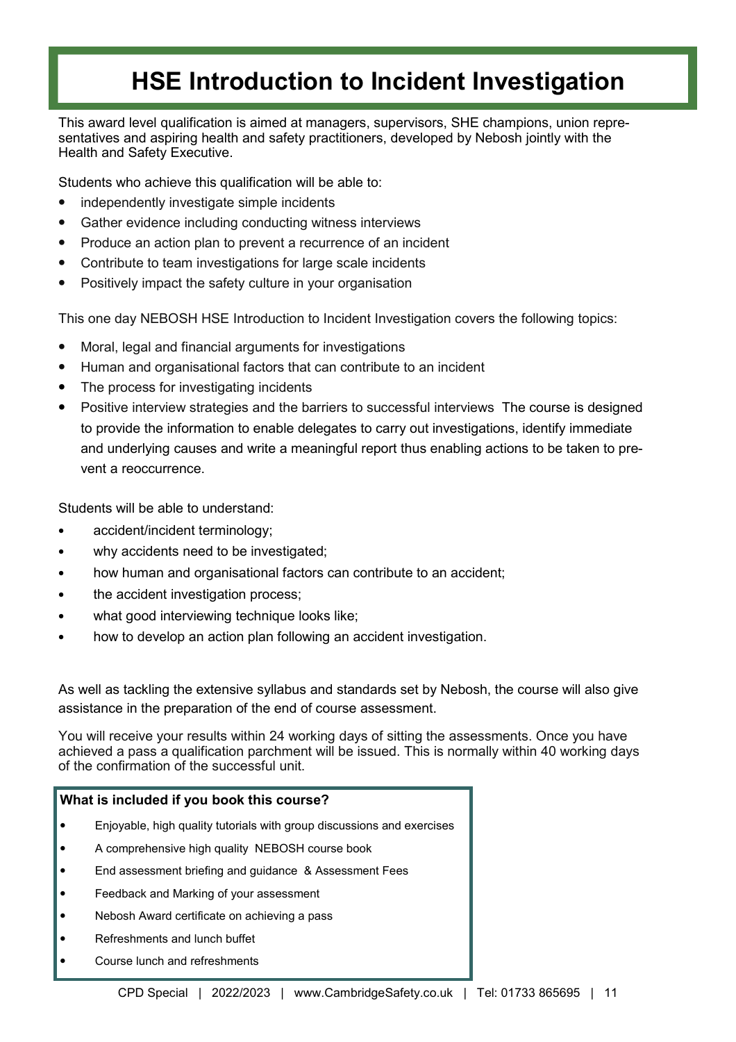# HSE Introduction to Incident Investigation

This award level qualification is aimed at managers, supervisors, SHE champions, union representatives and aspiring health and safety practitioners, developed by Nebosh jointly with the Health and Safety Executive.

Students who achieve this qualification will be able to:

- independently investigate simple incidents
- Gather evidence including conducting witness interviews
- Produce an action plan to prevent a recurrence of an incident
- Contribute to team investigations for large scale incidents
- Positively impact the safety culture in your organisation

This one day NEBOSH HSE Introduction to Incident Investigation covers the following topics:

- Moral, legal and financial arguments for investigations
- Human and organisational factors that can contribute to an incident
- The process for investigating incidents
- Positive interview strategies and the barriers to successful interviews The course is designed to provide the information to enable delegates to carry out investigations, identify immediate and underlying causes and write a meaningful report thus enabling actions to be taken to prevent a reoccurrence.

Students will be able to understand:

- accident/incident terminology;
- why accidents need to be investigated;
- how human and organisational factors can contribute to an accident;
- the accident investigation process;
- what good interviewing technique looks like;
- how to develop an action plan following an accident investigation.

As well as tackling the extensive syllabus and standards set by Nebosh, the course will also give assistance in the preparation of the end of course assessment.

You will receive your results within 24 working days of sitting the assessments. Once you have achieved a pass a qualification parchment will be issued. This is normally within 40 working days of the confirmation of the successful unit.

**What is included if you book this course?**

- Enjoyable, high quality tutorials with group discussions and exercises
- A comprehensive high quality NEBOSH course book
- End assessment briefing and guidance & Assessment Fees
- Feedback and Marking of your assessment
- Nebosh Award certificate on achieving a pass
- Refreshments and lunch buffet
- Course lunch and refreshments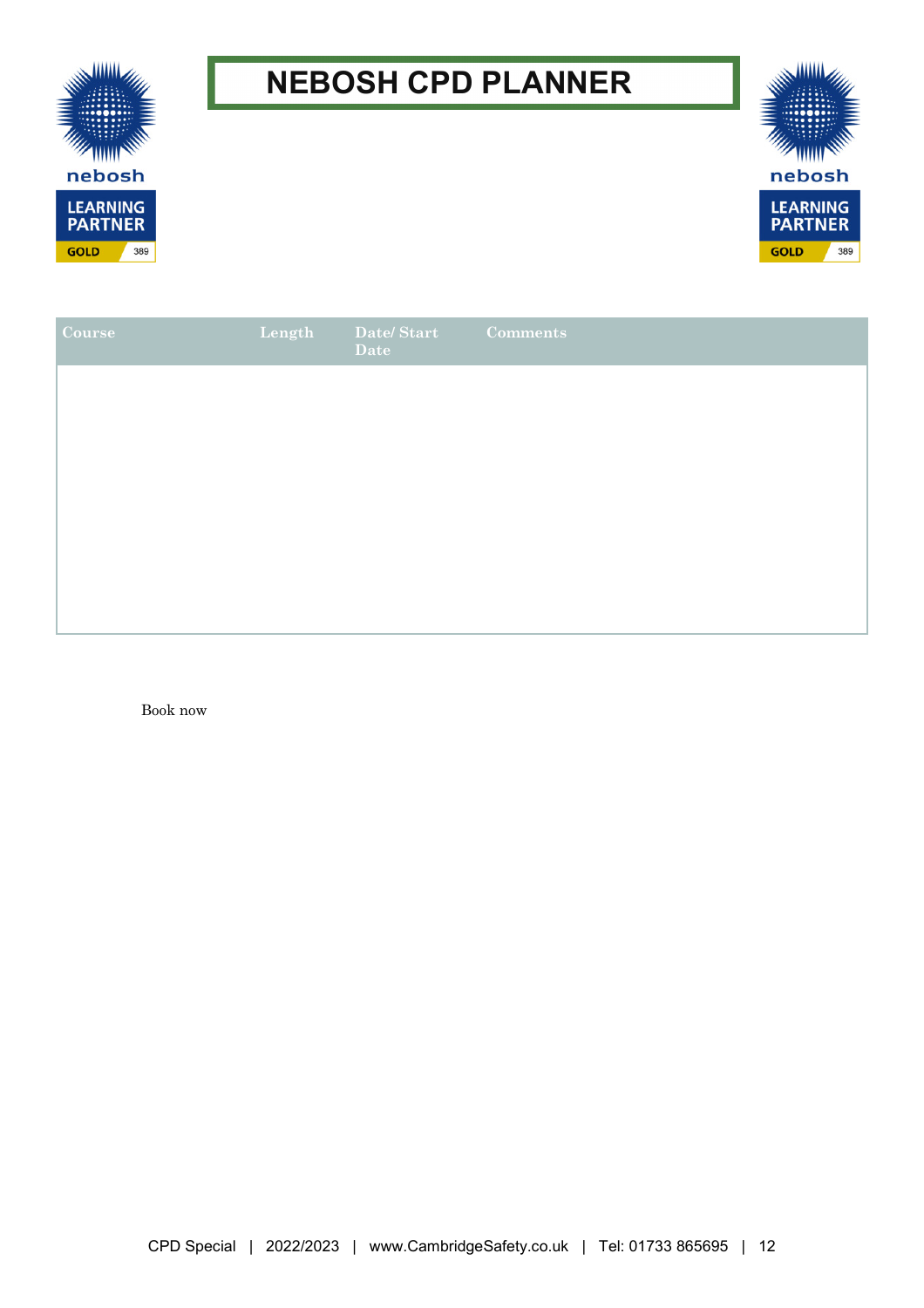# NEBOSH CPD PLANNER

| Course | Length | Date/ Start Date | Comments |
| --- | --- | --- | --- |
| | | | |

Book now